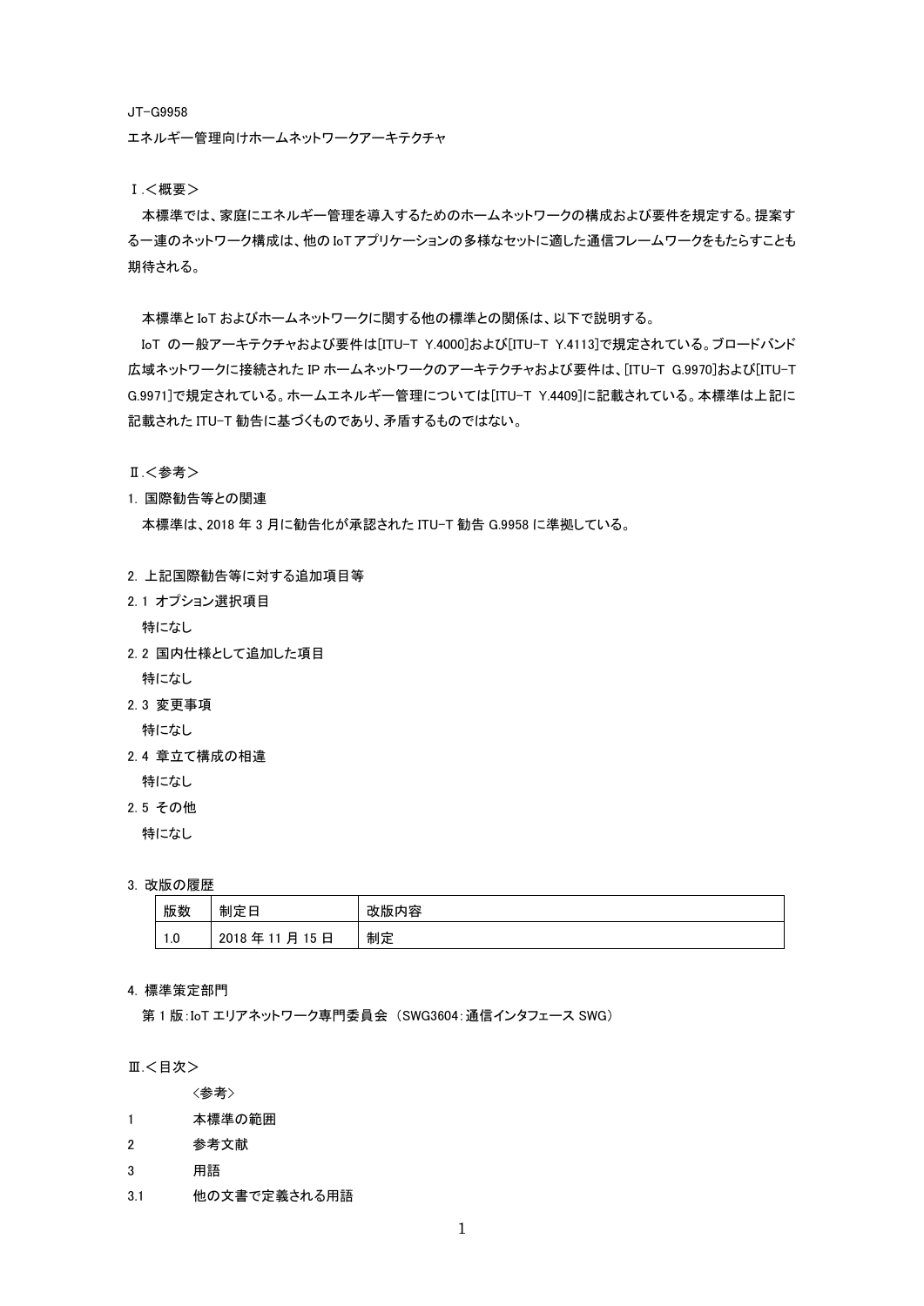JT-G9958

エネルギー管理向けホームネットワークアーキテクチャ

## Ⅰ.＜概要＞

本標準では、家庭にエネルギー管理を導入するためのホームネットワークの構成および要件を規定する。提案する一連のネットワーク構成は、他のIoTアプリケーションの多様なセットに適した通信フレームワークをもたらすことも期待される。

本標準とIoTおよびホームネットワークに関する他の標準との関係は、以下で説明する。

IoT の一般アーキテクチャおよび要件は[ITU-T Y.4000]および[ITU-T Y.4113]で規定されている。ブロードバンド広域ネットワークに接続されたIPホームネットワークのアーキテクチャおよび要件は、[ITU-T G.9970]および[ITU-T G.9971]で規定されている。ホームエネルギー管理については[ITU-T Y.4409]に記載されている。本標準は上記に記載された ITU-T 勧告に基づくものであり、矛盾するものではない。

## Ⅱ.＜参考＞

1. 国際勧告等との関連

本標準は、2018 年 3 月に勧告化が承認された ITU-T 勧告 G.9958 に準拠している。

2. 上記国際勧告等に対する追加項目等

2.1 オプション選択項目

特になし

2.2 国内仕様として追加した項目

特になし

2.3 変更事項

特になし

2.4 章立て構成の相違

特になし

2.5 その他

特になし

3. 改版の履歴

| 版数 | 制定日 | 改版内容 |
|---|---|---|
| 1.0 | 2018 年 11 月 15 日 | 制定 |

4. 標準策定部門

第 1 版:IoT エリアネットワーク専門委員会 （SWG3604:通信インタフェース SWG）

## Ⅲ.＜目次＞

〈参考〉

1　本標準の範囲

2　参考文献

3　用語

3.1　他の文書で定義される用語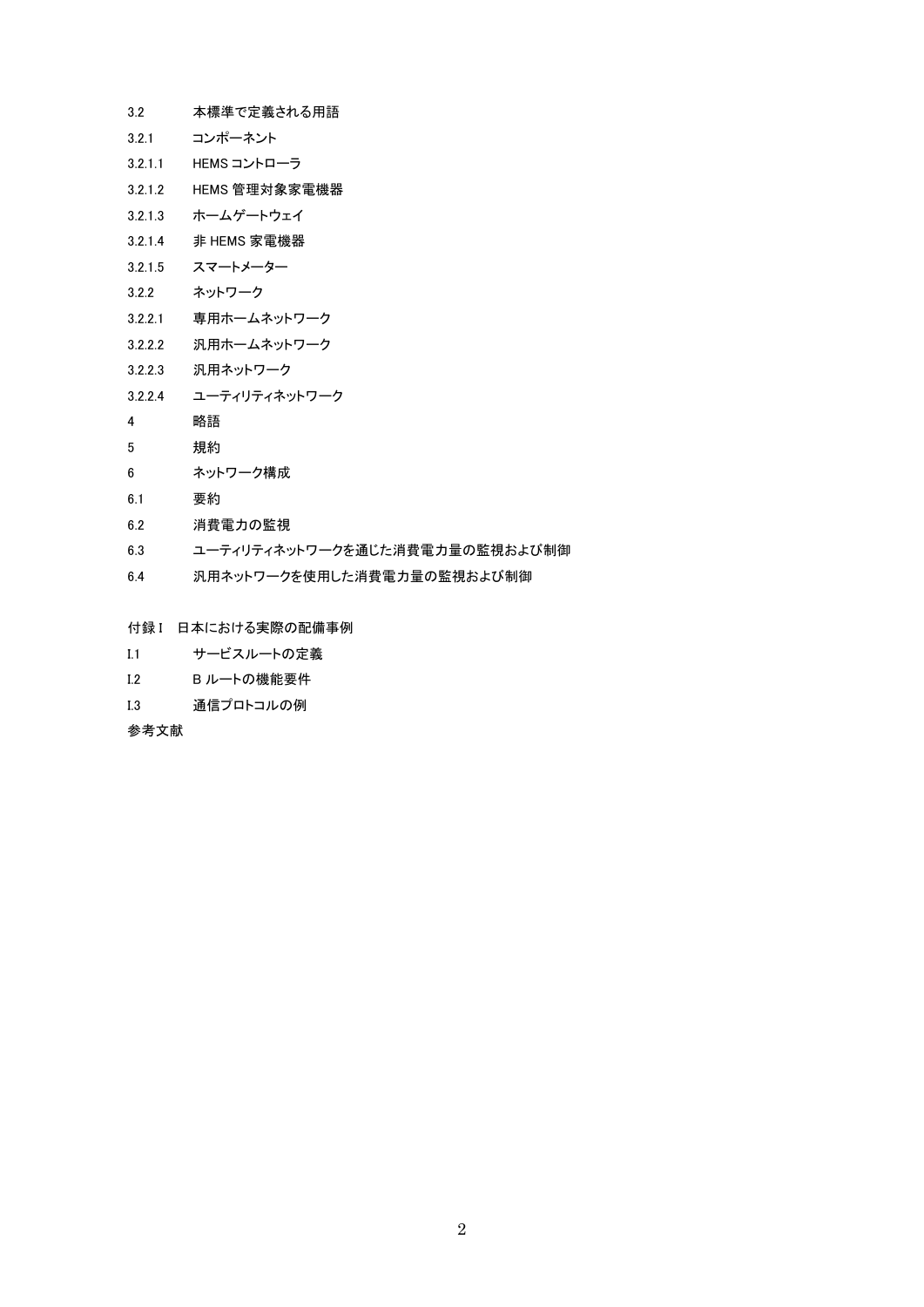3.2　本標準で定義される用語

3.2.1　コンポーネント

3.2.1.1　HEMS コントローラ

3.2.1.2　HEMS 管理対象家電機器

3.2.1.3　ホームゲートウェイ

3.2.1.4　非 HEMS 家電機器

3.2.1.5　スマートメーター

3.2.2　ネットワーク

3.2.2.1　専用ホームネットワーク

3.2.2.2　汎用ホームネットワーク

3.2.2.3　汎用ネットワーク

3.2.2.4　ユーティリティネットワーク

4　略語

5　規約

6　ネットワーク構成

6.1　要約

6.2　消費電力の監視

6.3　ユーティリティネットワークを通じた消費電力量の監視および制御

6.4　汎用ネットワークを使用した消費電力量の監視および制御

付録 I　日本における実際の配備事例

I.1　サービスルートの定義

I.2　B ルートの機能要件

I.3　通信プロトコルの例

参考文献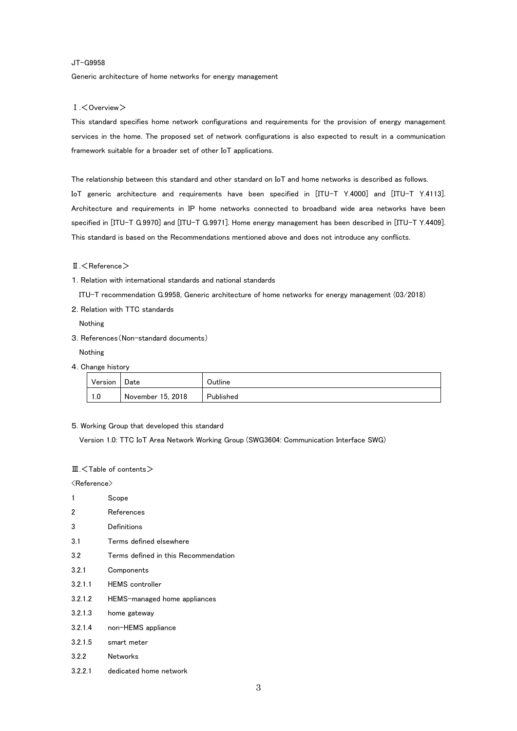JT-G9958

Generic architecture of home networks for energy management

## Ⅰ.＜Overview＞

This standard specifies home network configurations and requirements for the provision of energy management services in the home. The proposed set of network configurations is also expected to result in a communication framework suitable for a broader set of other IoT applications.

The relationship between this standard and other standard on IoT and home networks is described as follows.
IoT generic architecture and requirements have been specified in [ITU-T Y.4000] and [ITU-T Y.4113]. Architecture and requirements in IP home networks connected to broadband wide area networks have been specified in [ITU-T G.9970] and [ITU-T G.9971]. Home energy management has been described in [ITU-T Y.4409]. This standard is based on the Recommendations mentioned above and does not introduce any conflicts.

## Ⅱ.＜Reference＞

1. Relation with international standards and national standards

   ITU-T recommendation G.9958, Generic architecture of home networks for energy management (03/2018)

2. Relation with TTC standards

   Nothing

3. References（Non-standard documents）

   Nothing

4. Change history

| Version | Date | Outline |
|---|---|---|
| 1.0 | November 15, 2018 | Published |

5. Working Group that developed this standard

   Version 1.0: TTC IoT Area Network Working Group (SWG3604: Communication Interface SWG)

## Ⅲ.＜Table of contents＞

<Reference>

- 1 Scope
- 2 References
- 3 Definitions
- 3.1 Terms defined elsewhere
- 3.2 Terms defined in this Recommendation
- 3.2.1 Components
- 3.2.1.1 HEMS controller
- 3.2.1.2 HEMS-managed home appliances
- 3.2.1.3 home gateway
- 3.2.1.4 non-HEMS appliance
- 3.2.1.5 smart meter
- 3.2.2 Networks
- 3.2.2.1 dedicated home network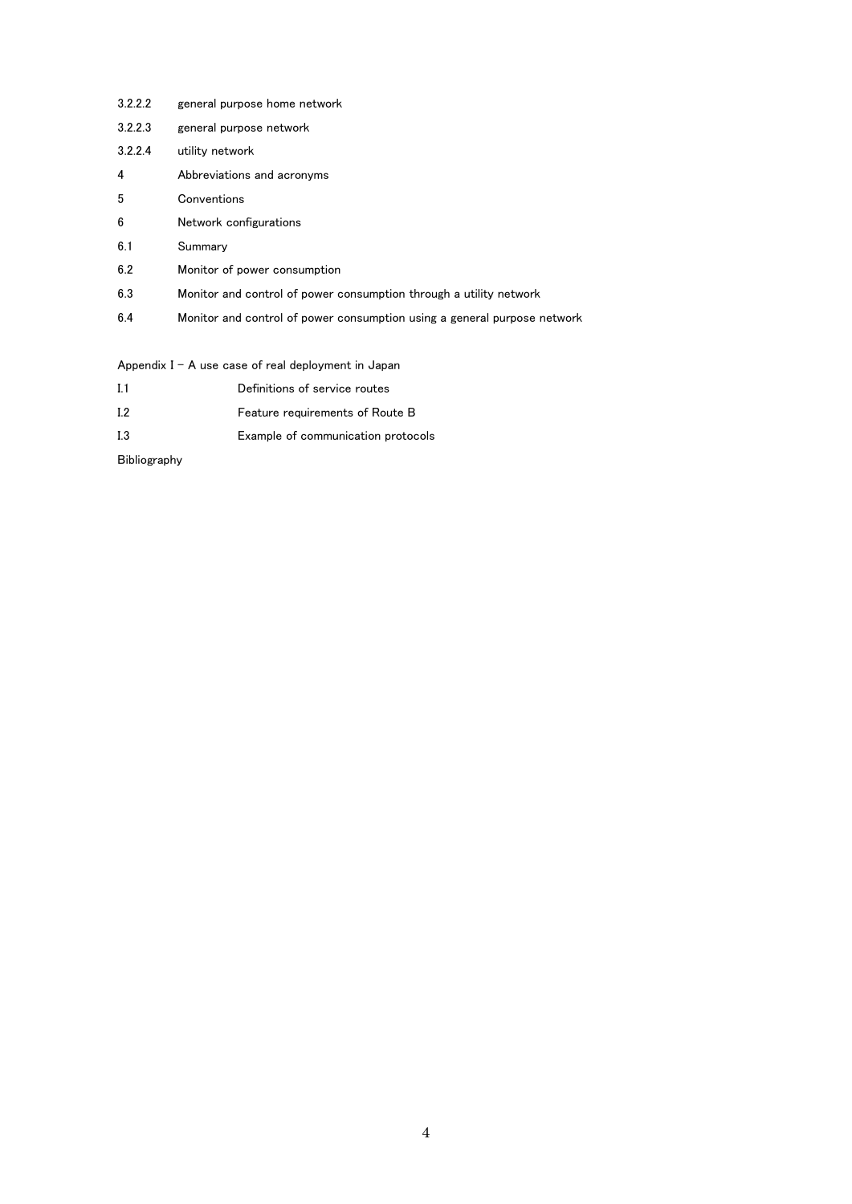3.2.2.2 general purpose home network

3.2.2.3 general purpose network

3.2.2.4 utility network

4 Abbreviations and acronyms

5 Conventions

6 Network configurations

6.1 Summary

6.2 Monitor of power consumption

6.3 Monitor and control of power consumption through a utility network

6.4 Monitor and control of power consumption using a general purpose network

Appendix I – A use case of real deployment in Japan

I.1 Definitions of service routes

I.2 Feature requirements of Route B

I.3 Example of communication protocols

Bibliography